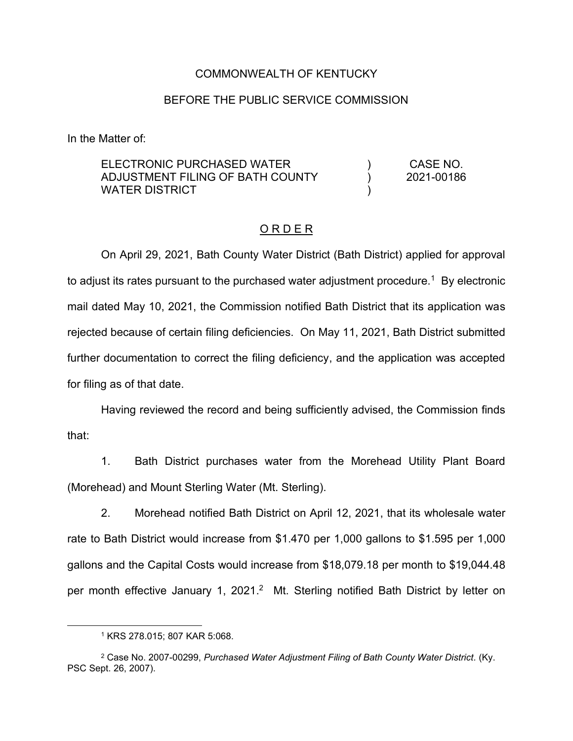COMMONWEALTH OF KENTUCKY

BEFORE THE PUBLIC SERVICE COMMISSION

In the Matter of:

| | | |
|---|---|---|
| ELECTRONIC PURCHASED WATER ADJUSTMENT FILING OF BATH COUNTY WATER DISTRICT | ) ) ) | CASE NO. 2021-00186 |

<u>O R D E R</u>

On April 29, 2021, Bath County Water District (Bath District) applied for approval to adjust its rates pursuant to the purchased water adjustment procedure.[1] By electronic mail dated May 10, 2021, the Commission notified Bath District that its application was rejected because of certain filing deficiencies. On May 11, 2021, Bath District submitted further documentation to correct the filing deficiency, and the application was accepted for filing as of that date.

Having reviewed the record and being sufficiently advised, the Commission finds that:

1. Bath District purchases water from the Morehead Utility Plant Board (Morehead) and Mount Sterling Water (Mt. Sterling).

2. Morehead notified Bath District on April 12, 2021, that its wholesale water rate to Bath District would increase from $1.470 per 1,000 gallons to $1.595 per 1,000 gallons and the Capital Costs would increase from $18,079.18 per month to $19,044.48 per month effective January 1, 2021.[2] Mt. Sterling notified Bath District by letter on

[1] KRS 278.015; 807 KAR 5:068.

[2] Case No. 2007-00299, *Purchased Water Adjustment Filing of Bath County Water District*. (Ky. PSC Sept. 26, 2007).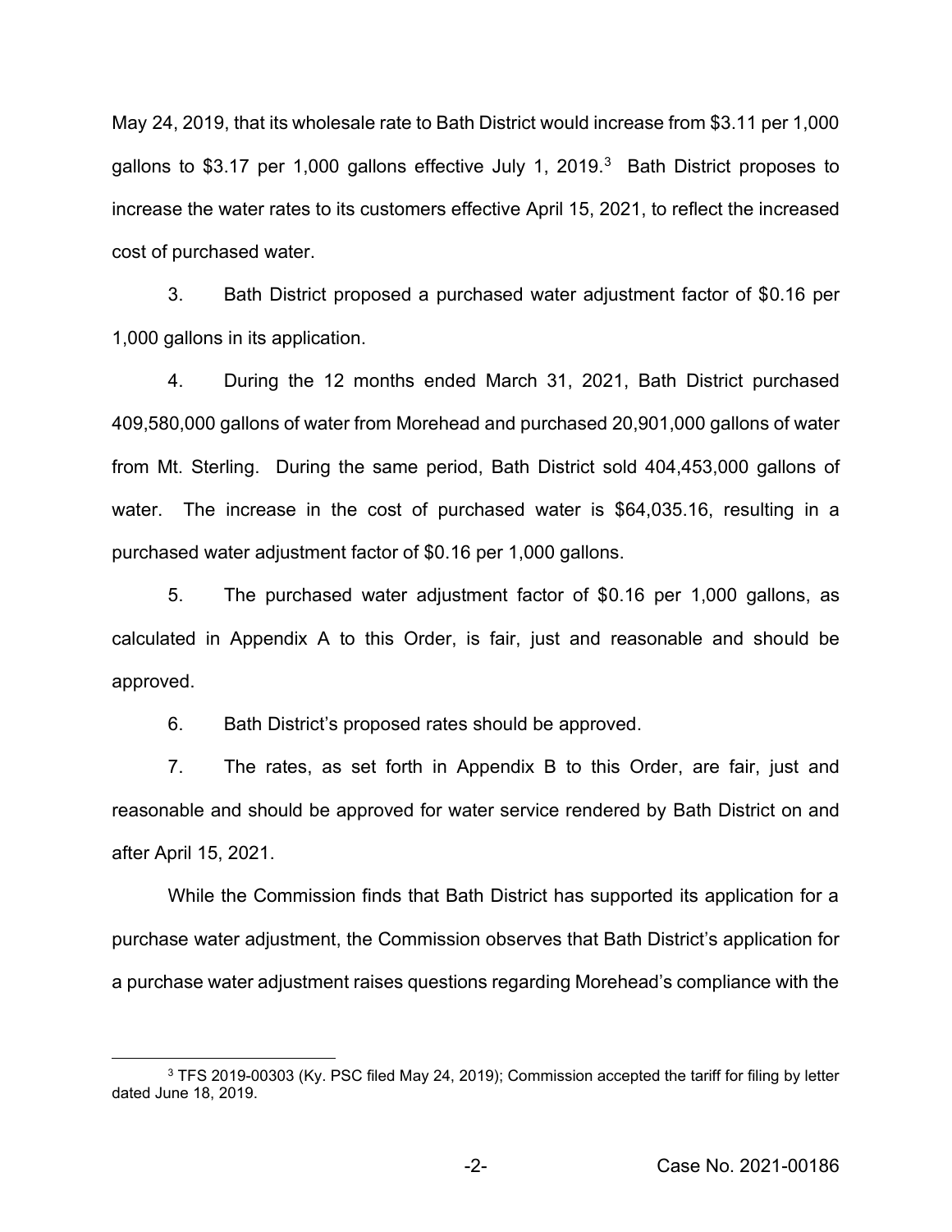May 24, 2019, that its wholesale rate to Bath District would increase from $3.11 per 1,000 gallons to $3.17 per 1,000 gallons effective July 1, 2019.[3] Bath District proposes to increase the water rates to its customers effective April 15, 2021, to reflect the increased cost of purchased water.

3. Bath District proposed a purchased water adjustment factor of $0.16 per 1,000 gallons in its application.

4. During the 12 months ended March 31, 2021, Bath District purchased 409,580,000 gallons of water from Morehead and purchased 20,901,000 gallons of water from Mt. Sterling. During the same period, Bath District sold 404,453,000 gallons of water. The increase in the cost of purchased water is $64,035.16, resulting in a purchased water adjustment factor of $0.16 per 1,000 gallons.

5. The purchased water adjustment factor of $0.16 per 1,000 gallons, as calculated in Appendix A to this Order, is fair, just and reasonable and should be approved.

6. Bath District's proposed rates should be approved.

7. The rates, as set forth in Appendix B to this Order, are fair, just and reasonable and should be approved for water service rendered by Bath District on and after April 15, 2021.

While the Commission finds that Bath District has supported its application for a purchase water adjustment, the Commission observes that Bath District's application for a purchase water adjustment raises questions regarding Morehead's compliance with the

[3] TFS 2019-00303 (Ky. PSC filed May 24, 2019); Commission accepted the tariff for filing by letter dated June 18, 2019.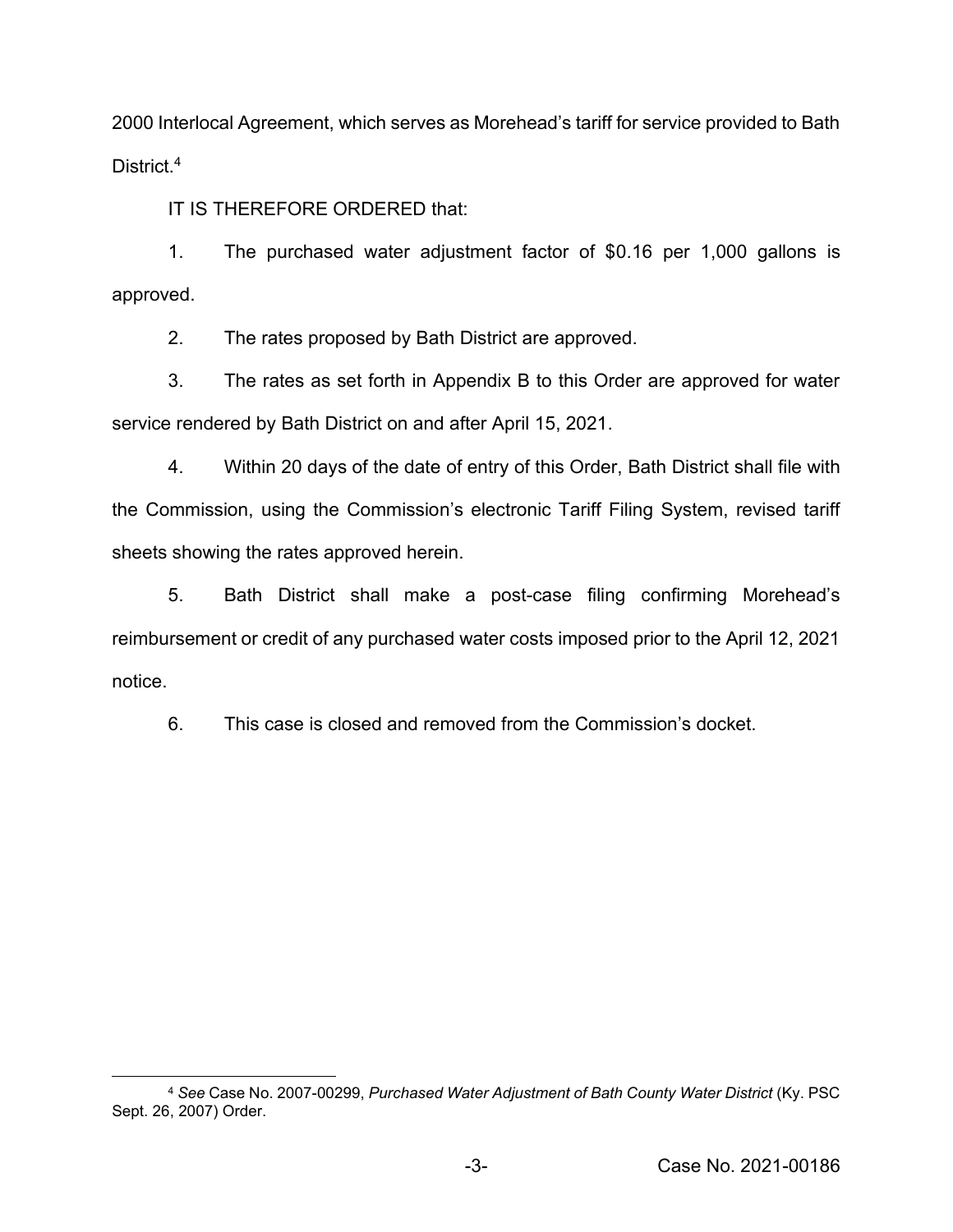2000 Interlocal Agreement, which serves as Morehead's tariff for service provided to Bath District.[4]

IT IS THEREFORE ORDERED that:

1. The purchased water adjustment factor of $0.16 per 1,000 gallons is approved.

2. The rates proposed by Bath District are approved.

3. The rates as set forth in Appendix B to this Order are approved for water service rendered by Bath District on and after April 15, 2021.

4. Within 20 days of the date of entry of this Order, Bath District shall file with the Commission, using the Commission's electronic Tariff Filing System, revised tariff sheets showing the rates approved herein.

5. Bath District shall make a post-case filing confirming Morehead's reimbursement or credit of any purchased water costs imposed prior to the April 12, 2021 notice.

6. This case is closed and removed from the Commission's docket.

---

[4] *See* Case No. 2007-00299, *Purchased Water Adjustment of Bath County Water District* (Ky. PSC Sept. 26, 2007) Order.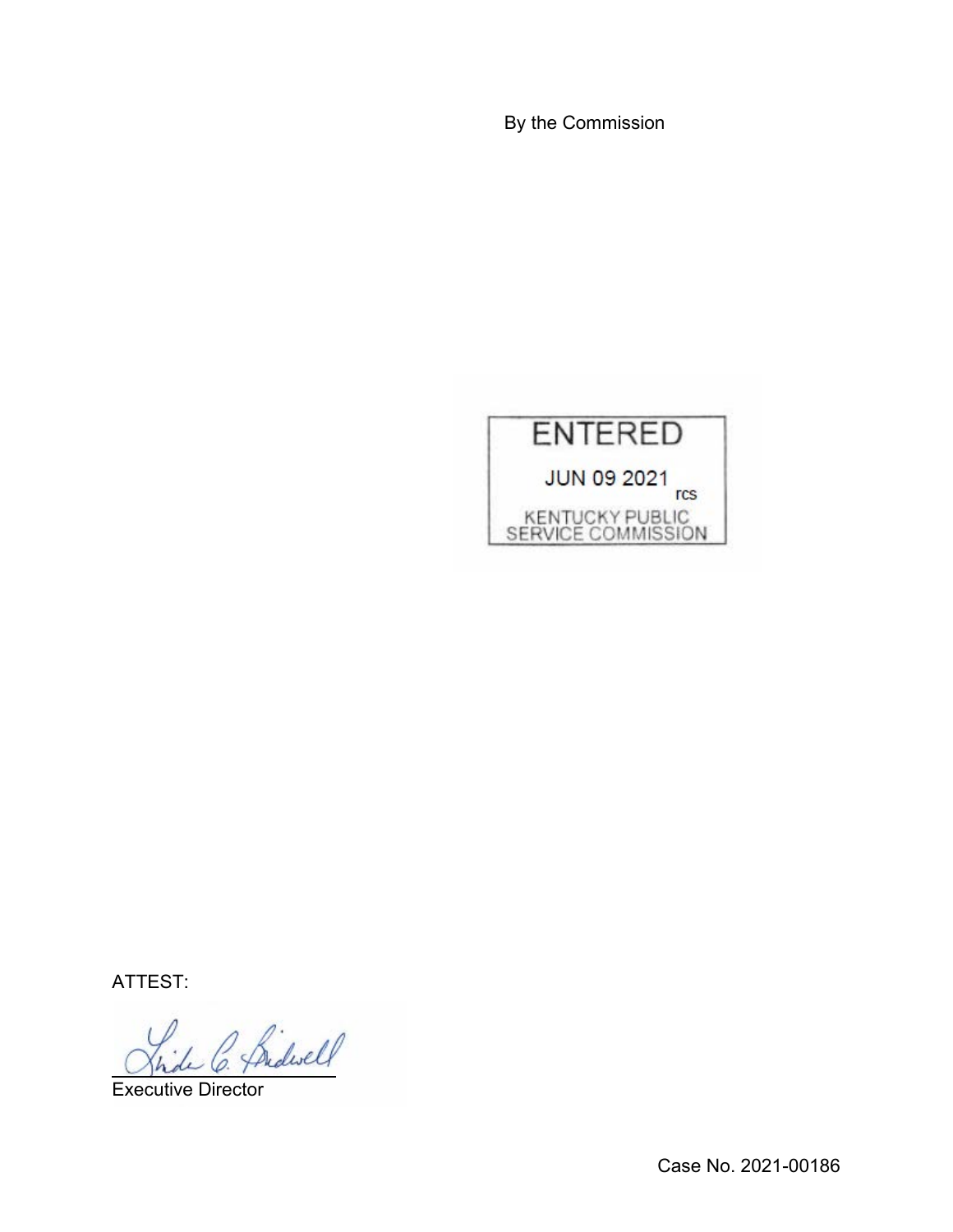By the Commission

ENTERED

JUN 09 2021 rcs

KENTUCKY PUBLIC SERVICE COMMISSION

ATTEST:

Executive Director

Case No. 2021-00186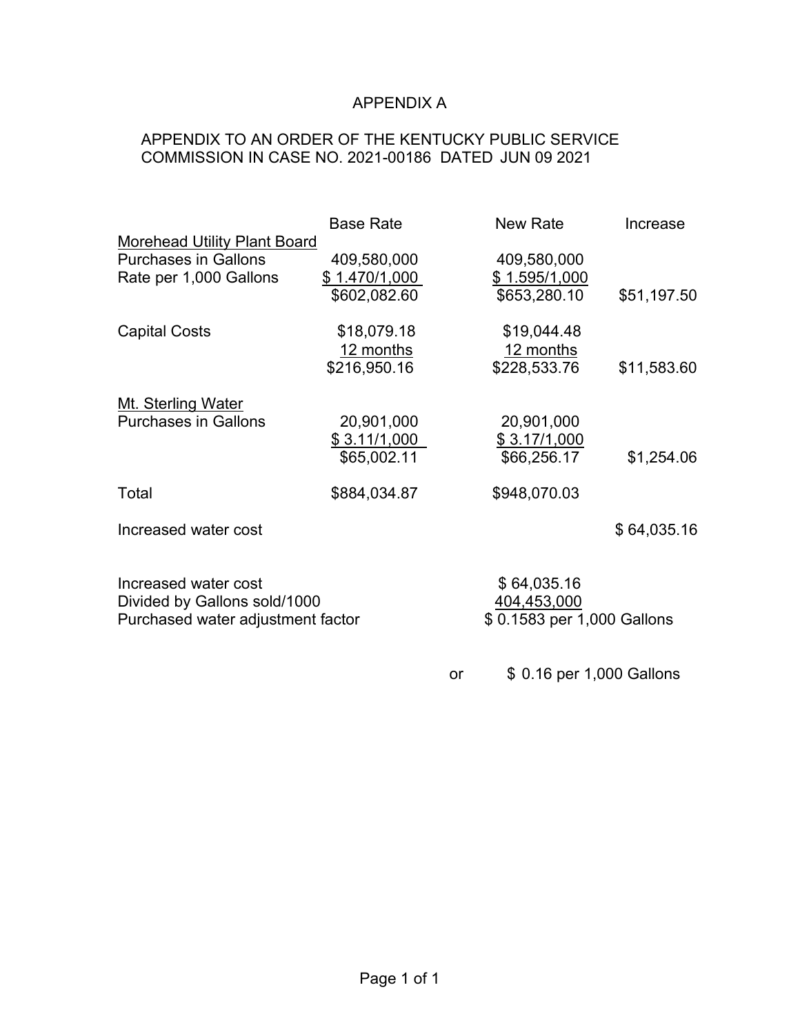# APPENDIX A

## APPENDIX TO AN ORDER OF THE KENTUCKY PUBLIC SERVICE COMMISSION IN CASE NO. 2021-00186 DATED JUN 09 2021

| | Base Rate | New Rate | Increase |
|---|---|---|---|
| Morehead Utility Plant Board | | | |
| Purchases in Gallons | 409,580,000 | 409,580,000 | |
| Rate per 1,000 Gallons | $ 1.470/1,000 | $ 1.595/1,000 | |
| | $602,082.60 | $653,280.10 | $51,197.50 |
| | | | |
| Capital Costs | $18,079.18 | $19,044.48 | |
| | 12 months | 12 months | |
| | $216,950.16 | $228,533.76 | $11,583.60 |
| | | | |
| Mt. Sterling Water | | | |
| Purchases in Gallons | 20,901,000 | 20,901,000 | |
| | $ 3.11/1,000 | $ 3.17/1,000 | |
| | $65,002.11 | $66,256.17 | $1,254.06 |
| | | | |
| Total | $884,034.87 | $948,070.03 | |
| | | | |
| Increased water cost | | | $ 64,035.16 |

| | |
|---|---|
| Increased water cost | $ 64,035.16 |
| Divided by Gallons sold/1000 | 404,453,000 |
| Purchased water adjustment factor | $ 0.1583 per 1,000 Gallons |
| or | $ 0.16 per 1,000 Gallons |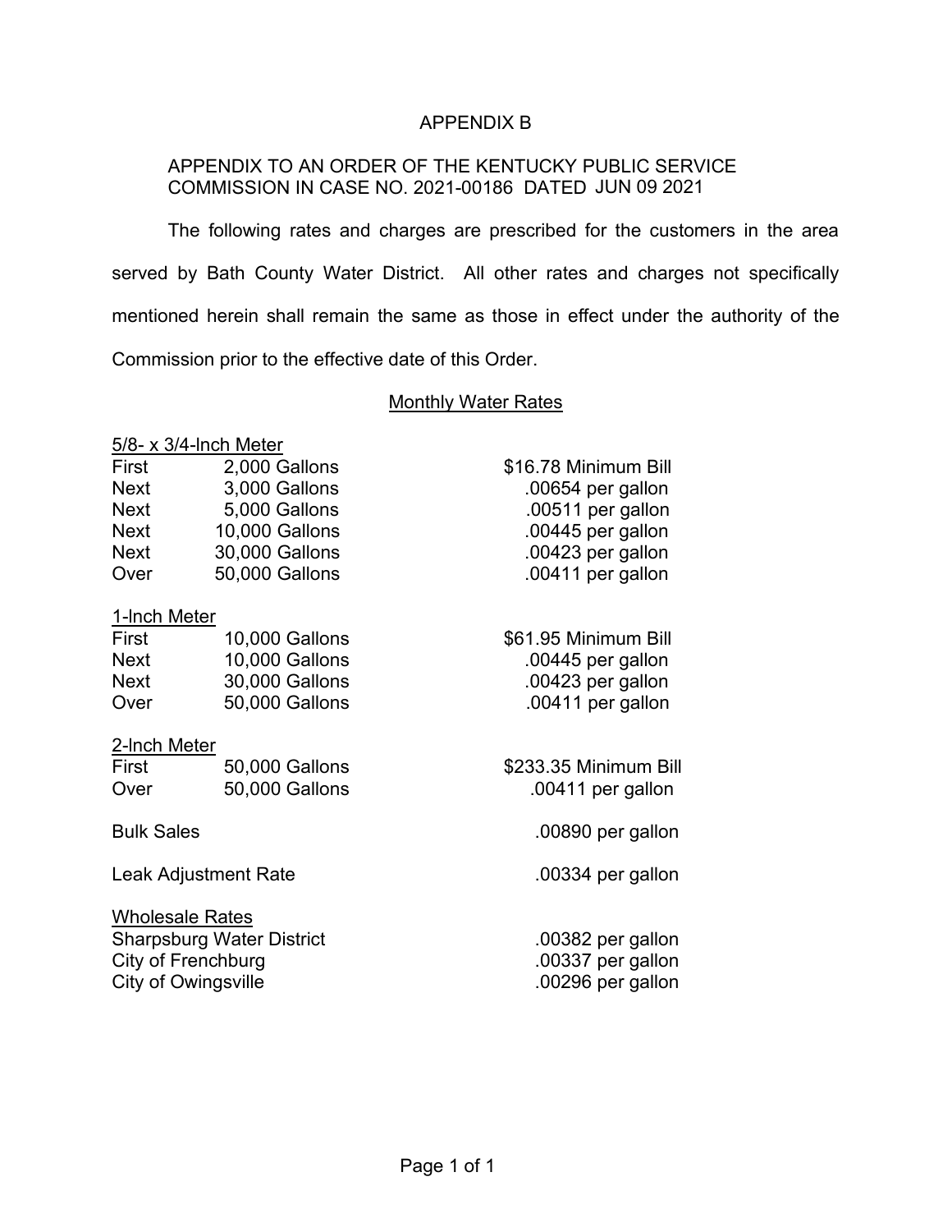# APPENDIX B

APPENDIX TO AN ORDER OF THE KENTUCKY PUBLIC SERVICE COMMISSION IN CASE NO. 2021-00186 DATED JUN 09 2021

The following rates and charges are prescribed for the customers in the area served by Bath County Water District. All other rates and charges not specifically mentioned herein shall remain the same as those in effect under the authority of the Commission prior to the effective date of this Order.

## Monthly Water Rates

**5/8- x 3/4-Inch Meter**

| | | |
|---|---|---|
| First | 2,000 Gallons | $16.78 Minimum Bill |
| Next | 3,000 Gallons | .00654 per gallon |
| Next | 5,000 Gallons | .00511 per gallon |
| Next | 10,000 Gallons | .00445 per gallon |
| Next | 30,000 Gallons | .00423 per gallon |
| Over | 50,000 Gallons | .00411 per gallon |

**1-Inch Meter**

| | | |
|---|---|---|
| First | 10,000 Gallons | $61.95 Minimum Bill |
| Next | 10,000 Gallons | .00445 per gallon |
| Next | 30,000 Gallons | .00423 per gallon |
| Over | 50,000 Gallons | .00411 per gallon |

**2-Inch Meter**

| | | |
|---|---|---|
| First | 50,000 Gallons | $233.35 Minimum Bill |
| Over | 50,000 Gallons | .00411 per gallon |

| | |
|---|---|
| Bulk Sales | .00890 per gallon |
| Leak Adjustment Rate | .00334 per gallon |

**Wholesale Rates**

| | |
|---|---|
| Sharpsburg Water District | .00382 per gallon |
| City of Frenchburg | .00337 per gallon |
| City of Owingsville | .00296 per gallon |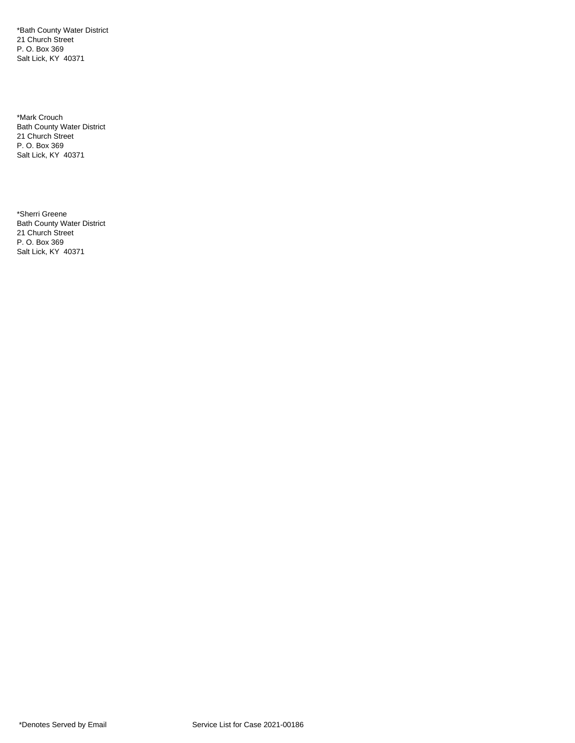*Bath County Water District
21 Church Street
P. O. Box 369
Salt Lick, KY  40371

*Mark Crouch
Bath County Water District
21 Church Street
P. O. Box 369
Salt Lick, KY  40371

*Sherri Greene
Bath County Water District
21 Church Street
P. O. Box 369
Salt Lick, KY  40371